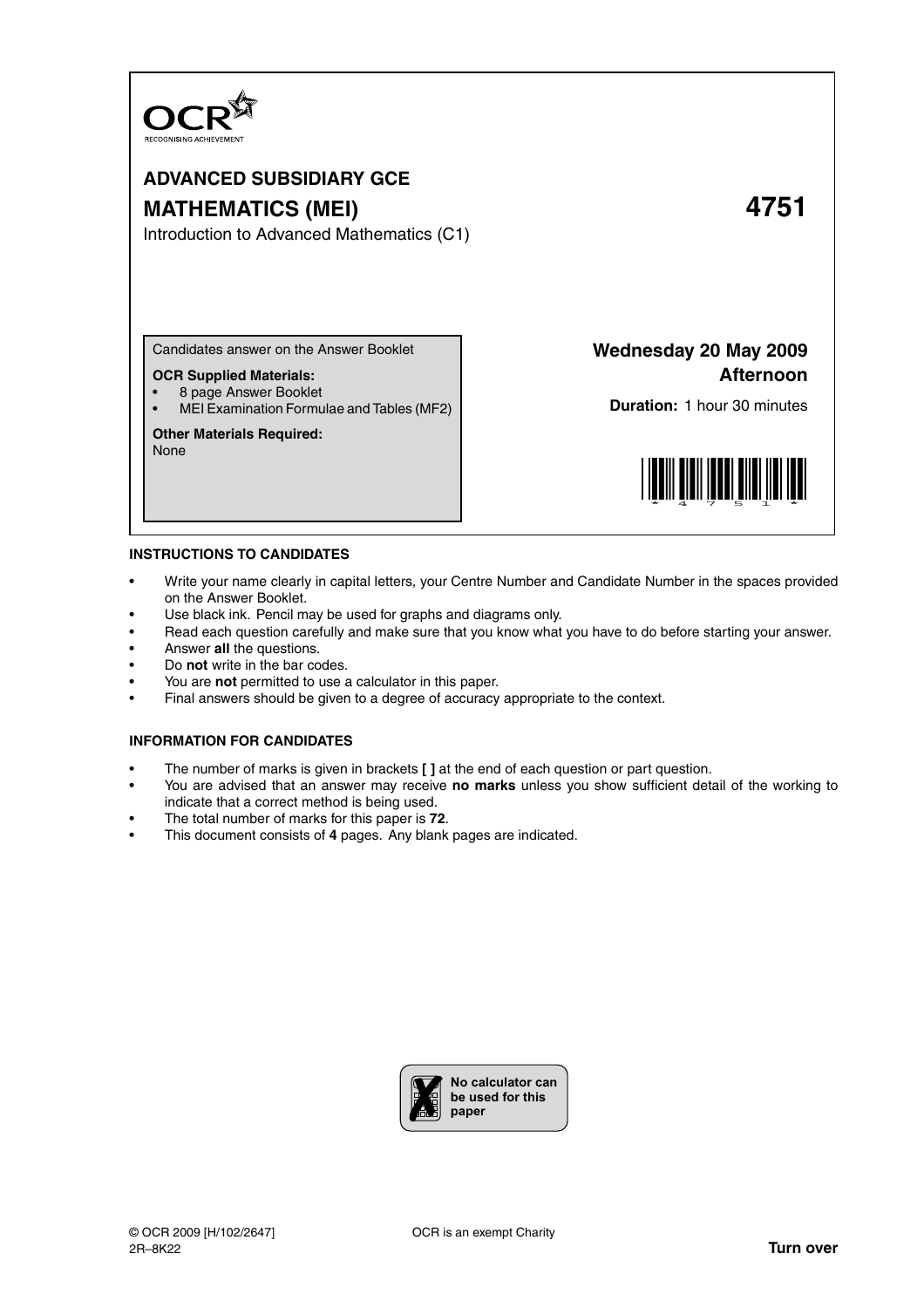OCR
RECOGNISING ACHIEVEMENT

# ADVANCED SUBSIDIARY GCE

# MATHEMATICS (MEI) 4751

Introduction to Advanced Mathematics (C1)

Candidates answer on the Answer Booklet

**OCR Supplied Materials:**

- 8 page Answer Booklet
- MEI Examination Formulae and Tables (MF2)

**Other Materials Required:**
None

**Wednesday 20 May 2009**
**Afternoon**

**Duration:** 1 hour 30 minutes

## INSTRUCTIONS TO CANDIDATES

- Write your name clearly in capital letters, your Centre Number and Candidate Number in the spaces provided on the Answer Booklet.
- Use black ink. Pencil may be used for graphs and diagrams only.
- Read each question carefully and make sure that you know what you have to do before starting your answer.
- Answer **all** the questions.
- Do **not** write in the bar codes.
- You are **not** permitted to use a calculator in this paper.
- Final answers should be given to a degree of accuracy appropriate to the context.

## INFORMATION FOR CANDIDATES

- The number of marks is given in brackets **[ ]** at the end of each question or part question.
- You are advised that an answer may receive **no marks** unless you show sufficient detail of the working to indicate that a correct method is being used.
- The total number of marks for this paper is **72**.
- This document consists of **4** pages. Any blank pages are indicated.

**No calculator can be used for this paper**

© OCR 2009 [H/102/2647]
2R–8K22

OCR is an exempt Charity

**Turn over**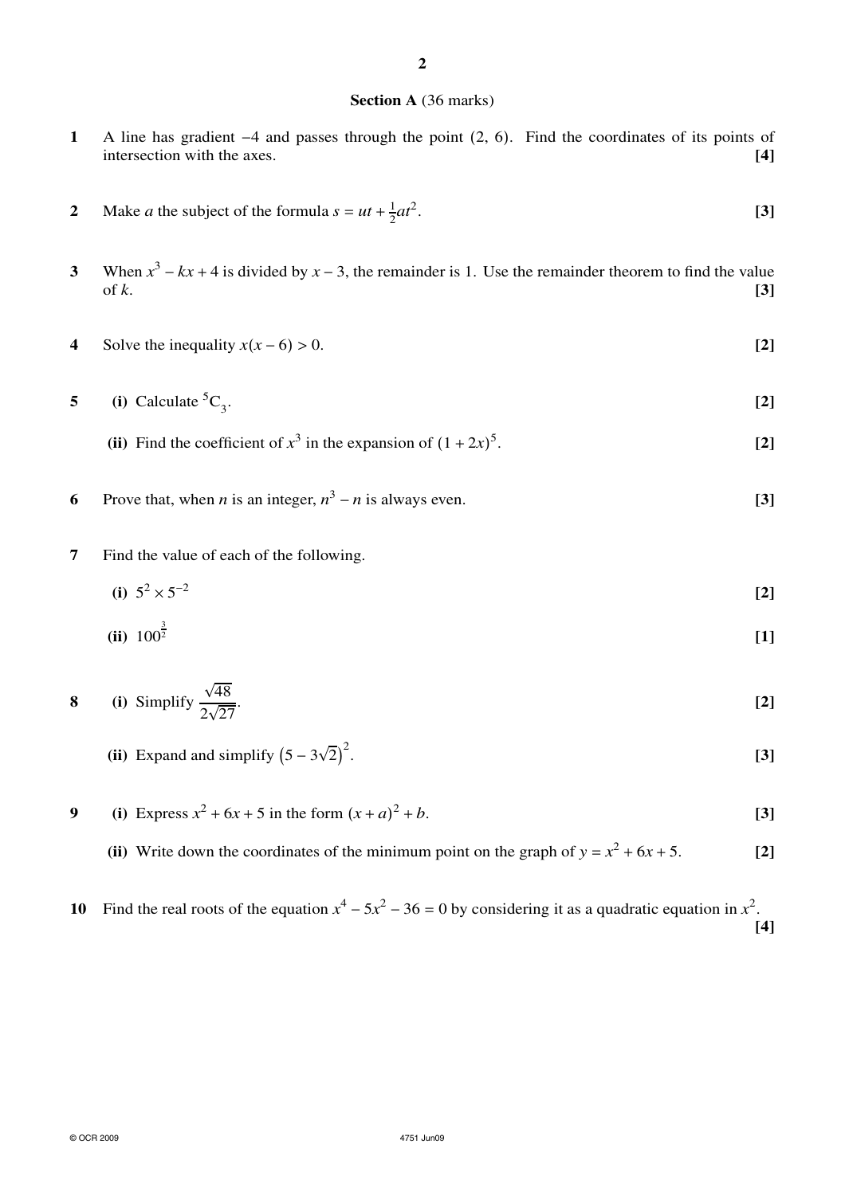## Section A (36 marks)

**1** A line has gradient −4 and passes through the point (2, 6). Find the coordinates of its points of intersection with the axes. **[4]**

**2** Make $a$ the subject of the formula $s = ut + \frac{1}{2}at^2$. **[3]**

**3** When $x^3 - kx + 4$ is divided by $x - 3$, the remainder is 1. Use the remainder theorem to find the value of $k$. **[3]**

**4** Solve the inequality $x(x - 6) > 0$. **[2]**

**5** **(i)** Calculate ${}^5C_3$. **[2]**

**(ii)** Find the coefficient of $x^3$ in the expansion of $(1 + 2x)^5$. **[2]**

**6** Prove that, when $n$ is an integer, $n^3 - n$ is always even. **[3]**

**7** Find the value of each of the following.

**(i)** $5^2 \times 5^{-2}$ **[2]**

**(ii)** $100^{\frac{3}{2}}$ **[1]**

**8** **(i)** Simplify $\dfrac{\sqrt{48}}{2\sqrt{27}}$. **[2]**

**(ii)** Expand and simplify $\left(5 - 3\sqrt{2}\right)^2$. **[3]**

**9** **(i)** Express $x^2 + 6x + 5$ in the form $(x + a)^2 + b$. **[3]**

**(ii)** Write down the coordinates of the minimum point on the graph of $y = x^2 + 6x + 5$. **[2]**

**10** Find the real roots of the equation $x^4 - 5x^2 - 36 = 0$ by considering it as a quadratic equation in $x^2$. **[4]**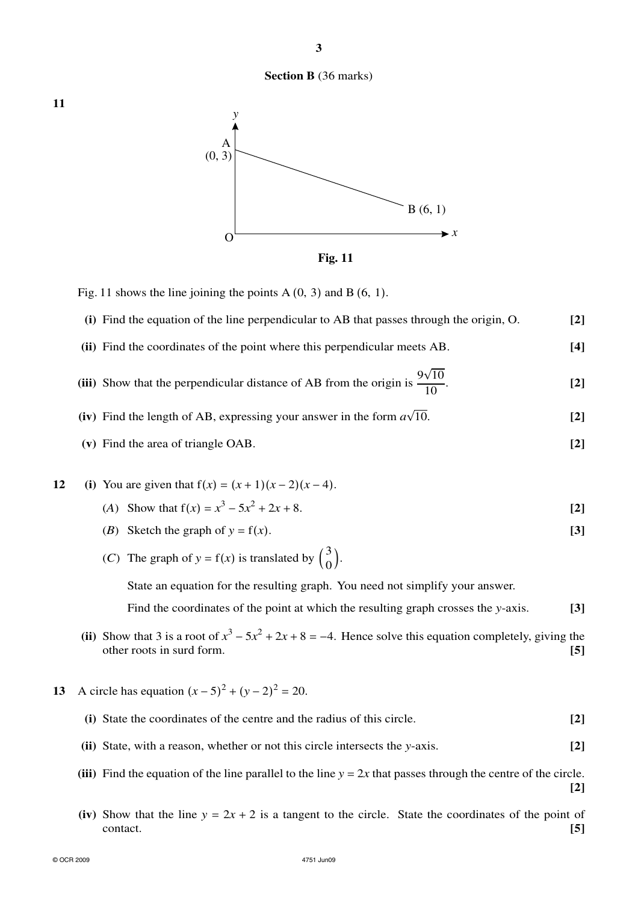## Section B (36 marks)

**11**

Fig. 11

Fig. 11 shows the line joining the points A (0, 3) and B (6, 1).

**(i)** Find the equation of the line perpendicular to AB that passes through the origin, O. **[2]**

**(ii)** Find the coordinates of the point where this perpendicular meets AB. **[4]**

**(iii)** Show that the perpendicular distance of AB from the origin is $\frac{9\sqrt{10}}{10}$. **[2]**

**(iv)** Find the length of AB, expressing your answer in the form $a\sqrt{10}$. **[2]**

**(v)** Find the area of triangle OAB. **[2]**

**12** **(i)** You are given that $f(x) = (x+1)(x-2)(x-4)$.

($A$) Show that $f(x) = x^3 - 5x^2 + 2x + 8$. **[2]**

($B$) Sketch the graph of $y = f(x)$. **[3]**

($C$) The graph of $y = f(x)$ is translated by $\begin{pmatrix} 3 \\ 0 \end{pmatrix}$.

State an equation for the resulting graph. You need not simplify your answer.

Find the coordinates of the point at which the resulting graph crosses the $y$-axis. **[3]**

**(ii)** Show that 3 is a root of $x^3 - 5x^2 + 2x + 8 = -4$. Hence solve this equation completely, giving the other roots in surd form. **[5]**

**13** A circle has equation $(x-5)^2 + (y-2)^2 = 20$.

**(i)** State the coordinates of the centre and the radius of this circle. **[2]**

**(ii)** State, with a reason, whether or not this circle intersects the $y$-axis. **[2]**

**(iii)** Find the equation of the line parallel to the line $y = 2x$ that passes through the centre of the circle. **[2]**

**(iv)** Show that the line $y = 2x + 2$ is a tangent to the circle. State the coordinates of the point of contact. **[5]**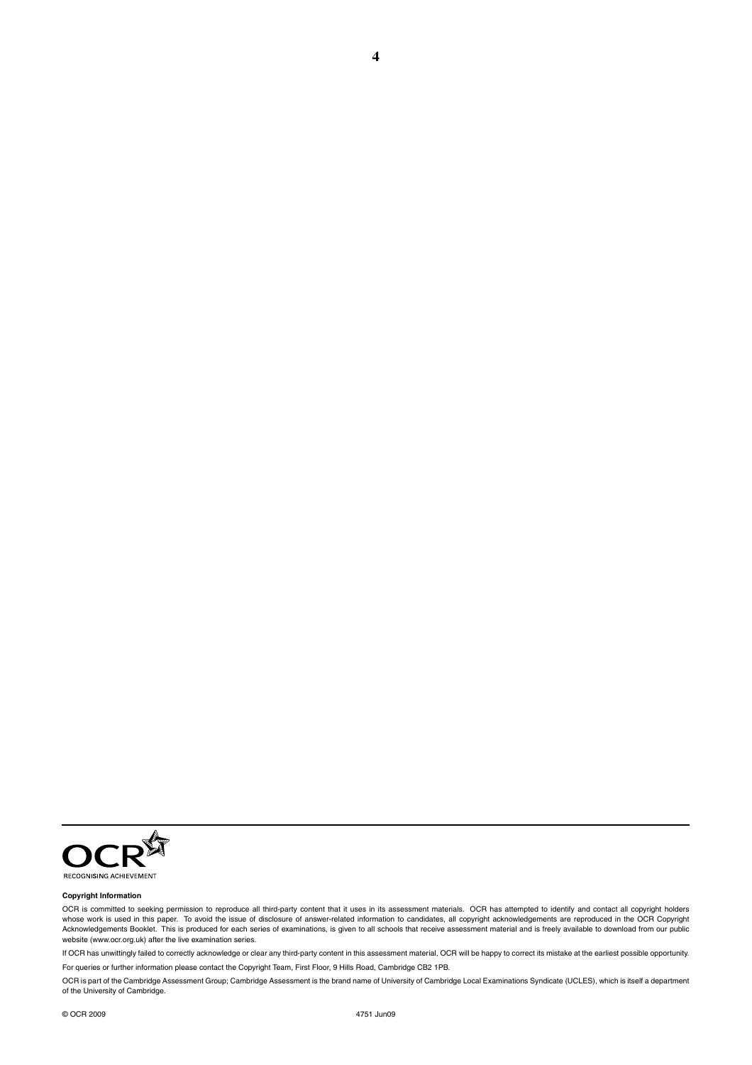RECOGNISING ACHIEVEMENT

**Copyright Information**

OCR is committed to seeking permission to reproduce all third-party content that it uses in its assessment materials. OCR has attempted to identify and contact all copyright holders whose work is used in this paper. To avoid the issue of disclosure of answer-related information to candidates, all copyright acknowledgements are reproduced in the OCR Copyright Acknowledgements Booklet. This is produced for each series of examinations, is given to all schools that receive assessment material and is freely available to download from our public website (www.ocr.org.uk) after the live examination series.

If OCR has unwittingly failed to correctly acknowledge or clear any third-party content in this assessment material, OCR will be happy to correct its mistake at the earliest possible opportunity.

For queries or further information please contact the Copyright Team, First Floor, 9 Hills Road, Cambridge CB2 1PB.

OCR is part of the Cambridge Assessment Group; Cambridge Assessment is the brand name of University of Cambridge Local Examinations Syndicate (UCLES), which is itself a department of the University of Cambridge.

© OCR 2009 4751 Jun09